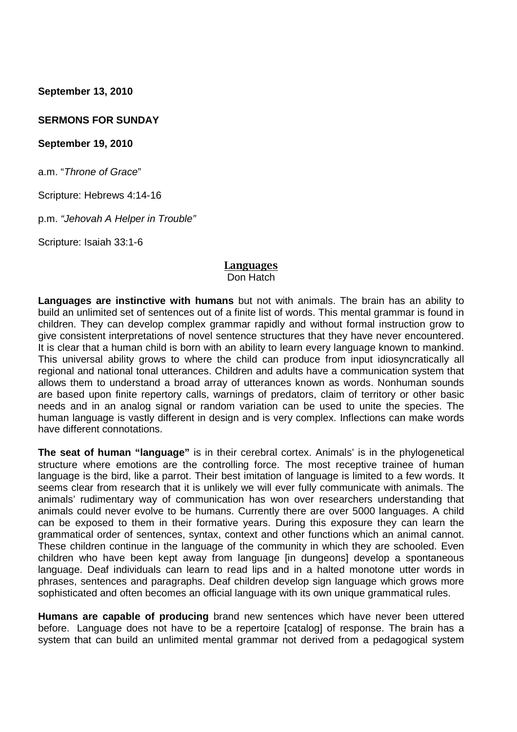**September 13, 2010**

**SERMONS FOR SUNDAY**

**September 19, 2010**

a.m. "*Throne of Grace*"

Scripture: Hebrews 4:14-16

p.m. *"Jehovah A Helper in Trouble"*

Scripture: Isaiah 33:1-6

## Languages

Don Hatch

**Languages are instinctive with humans** but not with animals. The brain has an ability to build an unlimited set of sentences out of a finite list of words. This mental grammar is found in children. They can develop complex grammar rapidly and without formal instruction grow to give consistent interpretations of novel sentence structures that they have never encountered. It is clear that a human child is born with an ability to learn every language known to mankind. This universal ability grows to where the child can produce from input idiosyncratically all regional and national tonal utterances. Children and adults have a communication system that allows them to understand a broad array of utterances known as words. Nonhuman sounds are based upon finite repertory calls, warnings of predators, claim of territory or other basic needs and in an analog signal or random variation can be used to unite the species. The human language is vastly different in design and is very complex. Inflections can make words have different connotations.

**The seat of human "language"** is in their cerebral cortex. Animals' is in the phylogenetical structure where emotions are the controlling force. The most receptive trainee of human language is the bird, like a parrot. Their best imitation of language is limited to a few words. It seems clear from research that it is unlikely we will ever fully communicate with animals. The animals' rudimentary way of communication has won over researchers understanding that animals could never evolve to be humans. Currently there are over 5000 languages. A child can be exposed to them in their formative years. During this exposure they can learn the grammatical order of sentences, syntax, context and other functions which an animal cannot. These children continue in the language of the community in which they are schooled. Even children who have been kept away from language [in dungeons] develop a spontaneous language. Deaf individuals can learn to read lips and in a halted monotone utter words in phrases, sentences and paragraphs. Deaf children develop sign language which grows more sophisticated and often becomes an official language with its own unique grammatical rules.

**Humans are capable of producing** brand new sentences which have never been uttered before. Language does not have to be a repertoire [catalog] of response. The brain has a system that can build an unlimited mental grammar not derived from a pedagogical system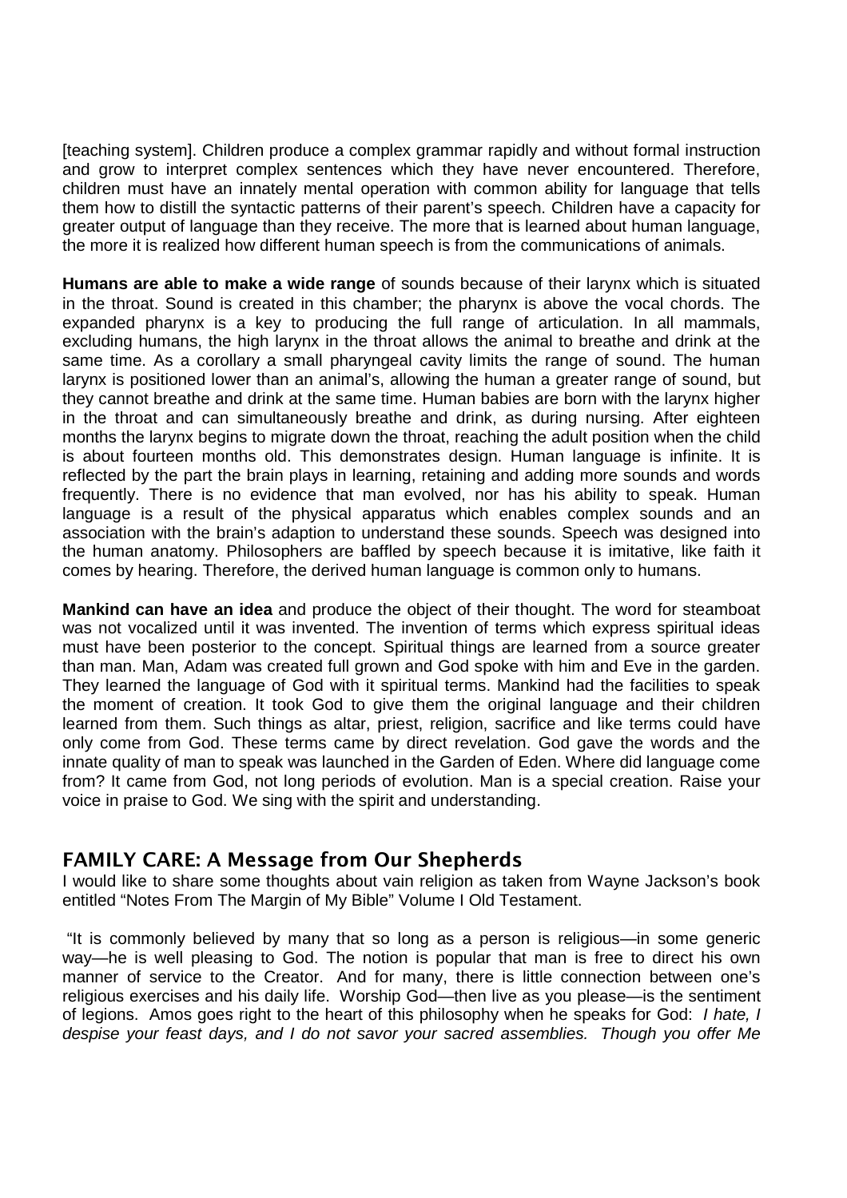[teaching system]. Children produce a complex grammar rapidly and without formal instruction and grow to interpret complex sentences which they have never encountered. Therefore, children must have an innately mental operation with common ability for language that tells them how to distill the syntactic patterns of their parent's speech. Children have a capacity for greater output of language than they receive. The more that is learned about human language, the more it is realized how different human speech is from the communications of animals.

**Humans are able to make a wide range** of sounds because of their larynx which is situated in the throat. Sound is created in this chamber; the pharynx is above the vocal chords. The expanded pharynx is a key to producing the full range of articulation. In all mammals, excluding humans, the high larynx in the throat allows the animal to breathe and drink at the same time. As a corollary a small pharyngeal cavity limits the range of sound. The human larynx is positioned lower than an animal's, allowing the human a greater range of sound, but they cannot breathe and drink at the same time. Human babies are born with the larynx higher in the throat and can simultaneously breathe and drink, as during nursing. After eighteen months the larynx begins to migrate down the throat, reaching the adult position when the child is about fourteen months old. This demonstrates design. Human language is infinite. It is reflected by the part the brain plays in learning, retaining and adding more sounds and words frequently. There is no evidence that man evolved, nor has his ability to speak. Human language is a result of the physical apparatus which enables complex sounds and an association with the brain's adaption to understand these sounds. Speech was designed into the human anatomy. Philosophers are baffled by speech because it is imitative, like faith it comes by hearing. Therefore, the derived human language is common only to humans.

**Mankind can have an idea** and produce the object of their thought. The word for steamboat was not vocalized until it was invented. The invention of terms which express spiritual ideas must have been posterior to the concept. Spiritual things are learned from a source greater than man. Man, Adam was created full grown and God spoke with him and Eve in the garden. They learned the language of God with it spiritual terms. Mankind had the facilities to speak the moment of creation. It took God to give them the original language and their children learned from them. Such things as altar, priest, religion, sacrifice and like terms could have only come from God. These terms came by direct revelation. God gave the words and the innate quality of man to speak was launched in the Garden of Eden. Where did language come from? It came from God, not long periods of evolution. Man is a special creation. Raise your voice in praise to God. We sing with the spirit and understanding.

## FAMILY CARE: A Message from Our Shepherds

I would like to share some thoughts about vain religion as taken from Wayne Jackson's book entitled "Notes From The Margin of My Bible" Volume I Old Testament.

"It is commonly believed by many that so long as a person is religious—in some generic way—he is well pleasing to God. The notion is popular that man is free to direct his own manner of service to the Creator. And for many, there is little connection between one's religious exercises and his daily life. Worship God—then live as you please—is the sentiment of legions. Amos goes right to the heart of this philosophy when he speaks for God: *I hate, I despise your feast days, and I do not savor your sacred assemblies. Though you offer Me*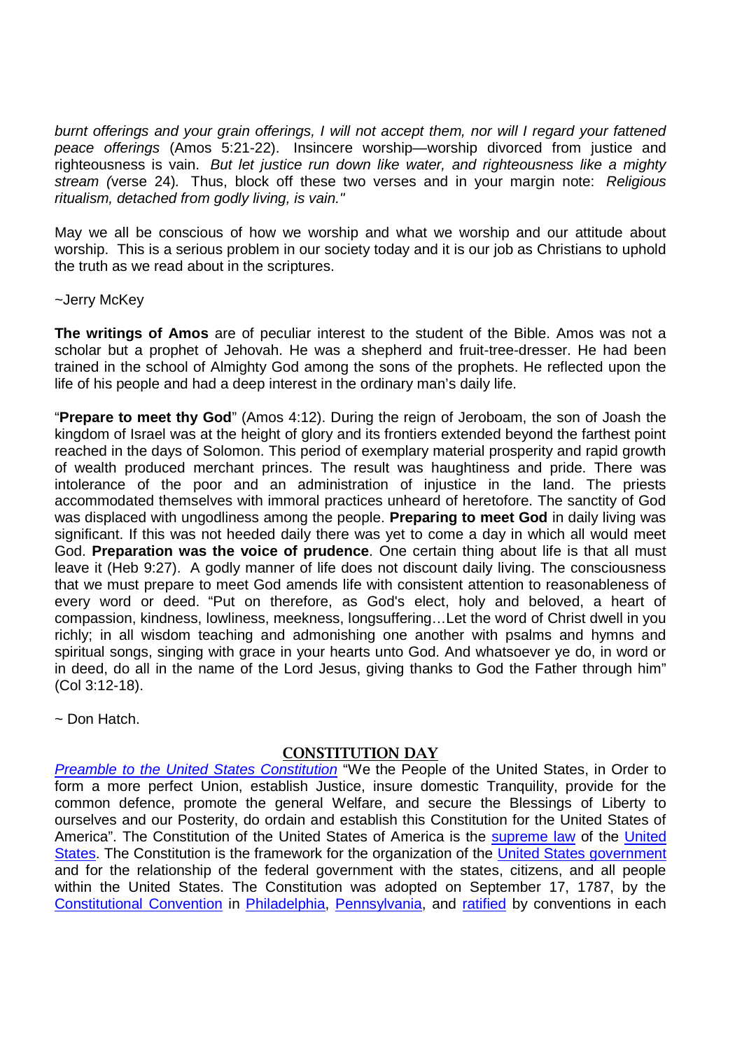*burnt offerings and your grain offerings, I will not accept them, nor will I regard your fattened peace offerings* (Amos 5:21-22). Insincere worship—worship divorced from justice and righteousness is vain. *But let justice run down like water, and righteousness like a mighty stream (*verse 24)*.* Thus, block off these two verses and in your margin note: *Religious ritualism, detached from godly living, is vain."*

May we all be conscious of how we worship and what we worship and our attitude about worship. This is a serious problem in our society today and it is our job as Christians to uphold the truth as we read about in the scriptures.

~Jerry McKey

**The writings of Amos** are of peculiar interest to the student of the Bible. Amos was not a scholar but a prophet of Jehovah. He was a shepherd and fruit-tree-dresser. He had been trained in the school of Almighty God among the sons of the prophets. He reflected upon the life of his people and had a deep interest in the ordinary man's daily life.

"**Prepare to meet thy God**" (Amos 4:12). During the reign of Jeroboam, the son of Joash the kingdom of Israel was at the height of glory and its frontiers extended beyond the farthest point reached in the days of Solomon. This period of exemplary material prosperity and rapid growth of wealth produced merchant princes. The result was haughtiness and pride. There was intolerance of the poor and an administration of injustice in the land. The priests accommodated themselves with immoral practices unheard of heretofore. The sanctity of God was displaced with ungodliness among the people. **Preparing to meet God** in daily living was significant. If this was not heeded daily there was yet to come a day in which all would meet God. **Preparation was the voice of prudence**. One certain thing about life is that all must leave it (Heb 9:27). A godly manner of life does not discount daily living. The consciousness that we must prepare to meet God amends life with consistent attention to reasonableness of every word or deed. "Put on therefore, as God's elect, holy and beloved, a heart of compassion, kindness, lowliness, meekness, longsuffering…Let the word of Christ dwell in you richly; in all wisdom teaching and admonishing one another with psalms and hymns and spiritual songs, singing with grace in your hearts unto God. And whatsoever ye do, in word or in deed, do all in the name of the Lord Jesus, giving thanks to God the Father through him" (Col 3:12-18).

~ Don Hatch.

## CONSTITUTION DAY

*Preamble to the United States Constitution* "We the People of the United States, in Order to form a more perfect Union, establish Justice, insure domestic Tranquility, provide for the common defence, promote the general Welfare, and secure the Blessings of Liberty to ourselves and our Posterity, do ordain and establish this Constitution for the United States of America". The Constitution of the United States of America is the supreme law of the United States. The Constitution is the framework for the organization of the United States government and for the relationship of the federal government with the states, citizens, and all people within the United States. The Constitution was adopted on September 17, 1787, by the Constitutional Convention in Philadelphia, Pennsylvania, and ratified by conventions in each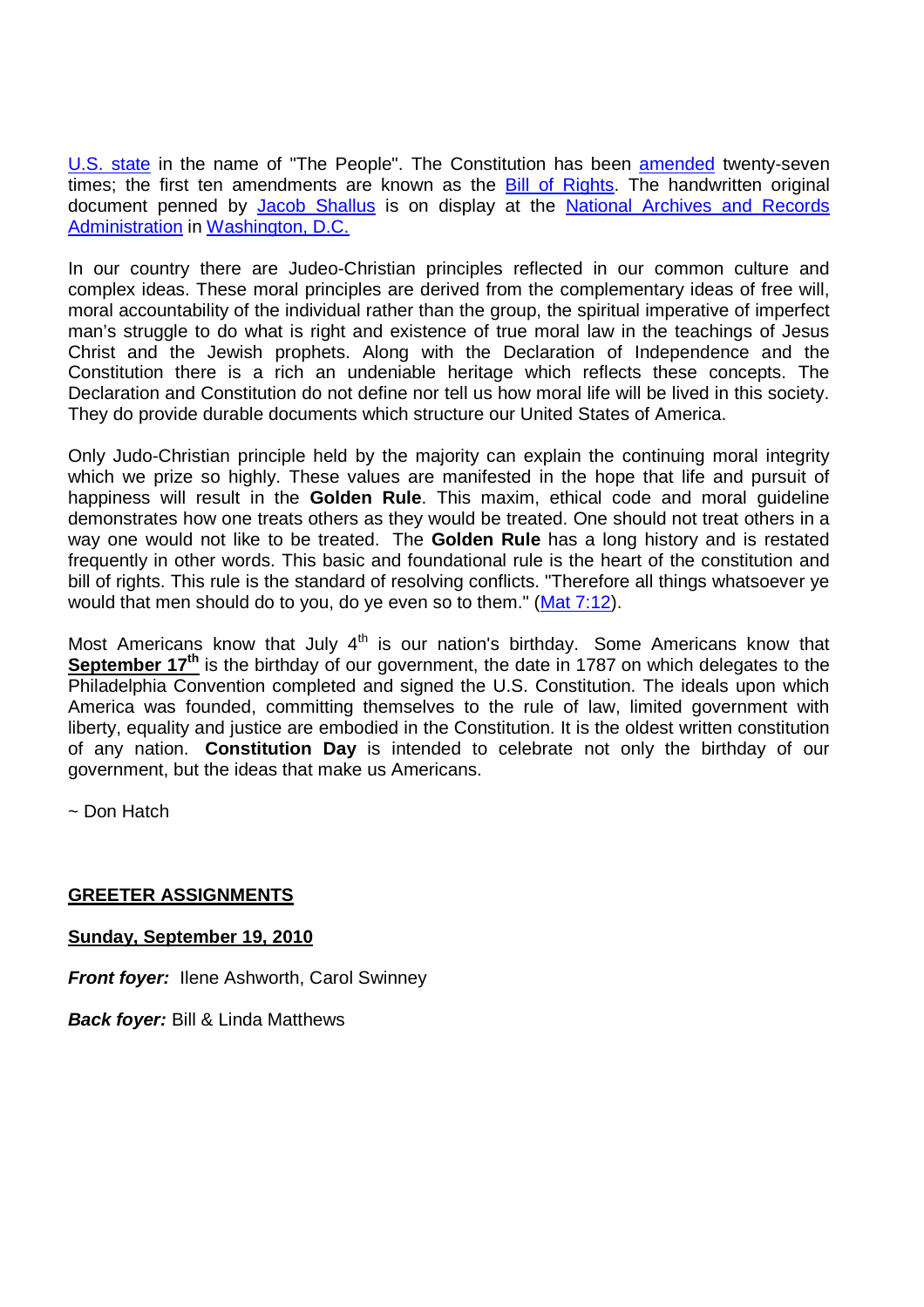U.S. state in the name of "The People". The Constitution has been amended twenty-seven times; the first ten amendments are known as the Bill of Rights. The handwritten original document penned by Jacob Shallus is on display at the National Archives and Records Administration in Washington, D.C.

In our country there are Judeo-Christian principles reflected in our common culture and complex ideas. These moral principles are derived from the complementary ideas of free will, moral accountability of the individual rather than the group, the spiritual imperative of imperfect man's struggle to do what is right and existence of true moral law in the teachings of Jesus Christ and the Jewish prophets. Along with the Declaration of Independence and the Constitution there is a rich an undeniable heritage which reflects these concepts. The Declaration and Constitution do not define nor tell us how moral life will be lived in this society. They do provide durable documents which structure our United States of America.

Only Judo-Christian principle held by the majority can explain the continuing moral integrity which we prize so highly. These values are manifested in the hope that life and pursuit of happiness will result in the **Golden Rule**. This maxim, ethical code and moral guideline demonstrates how one treats others as they would be treated. One should not treat others in a way one would not like to be treated. The **Golden Rule** has a long history and is restated frequently in other words. This basic and foundational rule is the heart of the constitution and bill of rights. This rule is the standard of resolving conflicts. "Therefore all things whatsoever ye would that men should do to you, do ye even so to them." (Mat 7:12).

Most Americans know that July 4th is our nation's birthday. Some Americans know that **September 17th** is the birthday of our government, the date in 1787 on which delegates to the Philadelphia Convention completed and signed the U.S. Constitution. The ideals upon which America was founded, committing themselves to the rule of law, limited government with liberty, equality and justice are embodied in the Constitution. It is the oldest written constitution of any nation. **Constitution Day** is intended to celebrate not only the birthday of our government, but the ideas that make us Americans.

~ Don Hatch

## GREETER ASSIGNMENTS

**Sunday, September 19, 2010**

***Front foyer:*** Ilene Ashworth, Carol Swinney

***Back foyer:*** Bill & Linda Matthews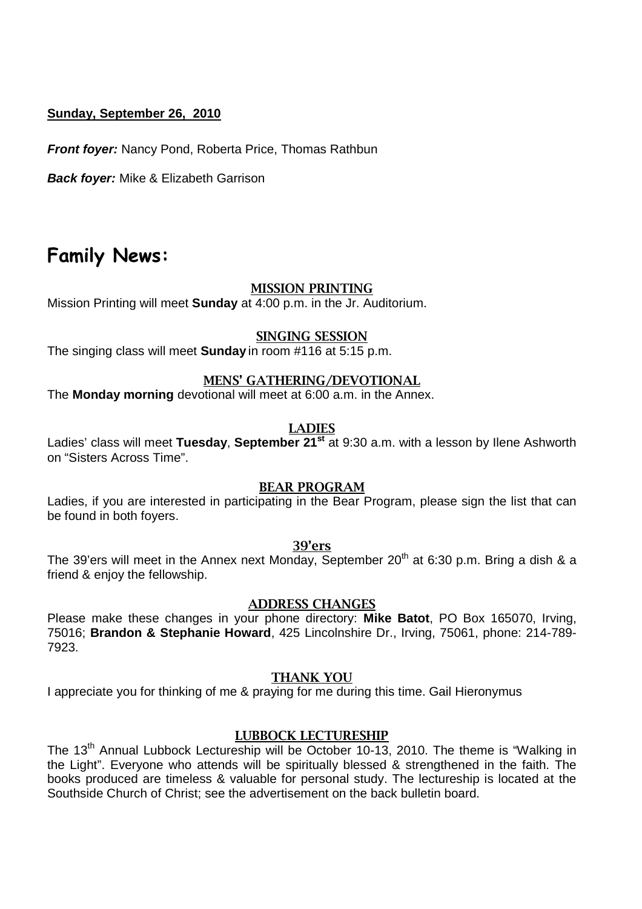**Sunday, September 26, 2010**

***Front foyer:*** Nancy Pond, Roberta Price, Thomas Rathbun

***Back foyer:*** Mike & Elizabeth Garrison

# Family News:

### MISSION PRINTING

Mission Printing will meet **Sunday** at 4:00 p.m. in the Jr. Auditorium.

### SINGING SESSION

The singing class will meet **Sunday** in room #116 at 5:15 p.m.

### MENS' GATHERING/DEVOTIONAL

The **Monday morning** devotional will meet at 6:00 a.m. in the Annex.

### LADIES

Ladies' class will meet **Tuesday**, **September 21st** at 9:30 a.m. with a lesson by Ilene Ashworth on "Sisters Across Time".

### BEAR PROGRAM

Ladies, if you are interested in participating in the Bear Program, please sign the list that can be found in both foyers.

### 39'ers

The 39'ers will meet in the Annex next Monday, September 20th at 6:30 p.m. Bring a dish & a friend & enjoy the fellowship.

### ADDRESS CHANGES

Please make these changes in your phone directory: **Mike Batot**, PO Box 165070, Irving, 75016; **Brandon & Stephanie Howard**, 425 Lincolnshire Dr., Irving, 75061, phone: 214-789-7923.

### THANK YOU

I appreciate you for thinking of me & praying for me during this time. Gail Hieronymus

### LUBBOCK LECTURESHIP

The 13th Annual Lubbock Lectureship will be October 10-13, 2010. The theme is "Walking in the Light". Everyone who attends will be spiritually blessed & strengthened in the faith. The books produced are timeless & valuable for personal study. The lectureship is located at the Southside Church of Christ; see the advertisement on the back bulletin board.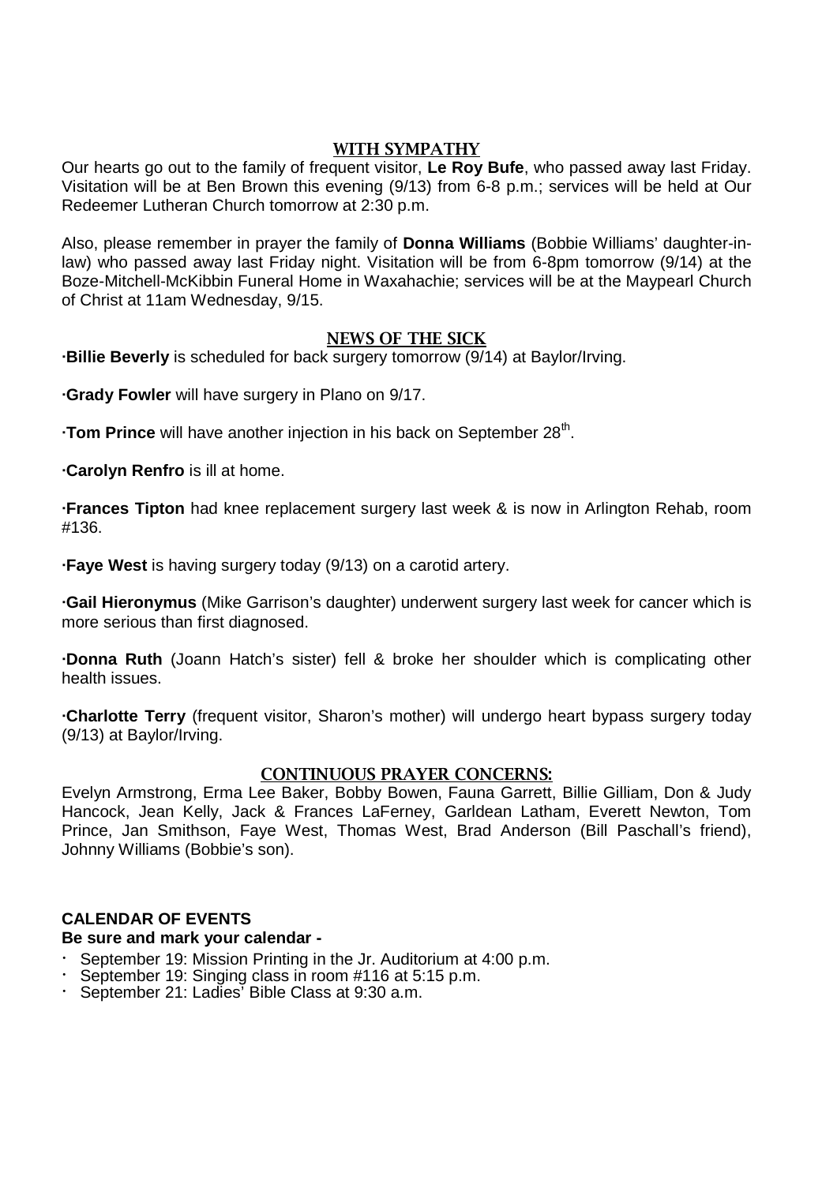## WITH SYMPATHY

Our hearts go out to the family of frequent visitor, **Le Roy Bufe**, who passed away last Friday. Visitation will be at Ben Brown this evening (9/13) from 6-8 p.m.; services will be held at Our Redeemer Lutheran Church tomorrow at 2:30 p.m.

Also, please remember in prayer the family of **Donna Williams** (Bobbie Williams' daughter-in-law) who passed away last Friday night. Visitation will be from 6-8pm tomorrow (9/14) at the Boze-Mitchell-McKibbin Funeral Home in Waxahachie; services will be at the Maypearl Church of Christ at 11am Wednesday, 9/15.

## NEWS OF THE SICK

·**Billie Beverly** is scheduled for back surgery tomorrow (9/14) at Baylor/Irving.

·**Grady Fowler** will have surgery in Plano on 9/17.

·**Tom Prince** will have another injection in his back on September 28th.

·**Carolyn Renfro** is ill at home.

·**Frances Tipton** had knee replacement surgery last week & is now in Arlington Rehab, room #136.

·**Faye West** is having surgery today (9/13) on a carotid artery.

·**Gail Hieronymus** (Mike Garrison's daughter) underwent surgery last week for cancer which is more serious than first diagnosed.

·**Donna Ruth** (Joann Hatch's sister) fell & broke her shoulder which is complicating other health issues.

·**Charlotte Terry** (frequent visitor, Sharon's mother) will undergo heart bypass surgery today (9/13) at Baylor/Irving.

## CONTINUOUS PRAYER CONCERNS:

Evelyn Armstrong, Erma Lee Baker, Bobby Bowen, Fauna Garrett, Billie Gilliam, Don & Judy Hancock, Jean Kelly, Jack & Frances LaFerney, Garldean Latham, Everett Newton, Tom Prince, Jan Smithson, Faye West, Thomas West, Brad Anderson (Bill Paschall's friend), Johnny Williams (Bobbie's son).

**CALENDAR OF EVENTS**

**Be sure and mark your calendar -**

- September 19: Mission Printing in the Jr. Auditorium at 4:00 p.m.
- September 19: Singing class in room #116 at 5:15 p.m.
- September 21: Ladies' Bible Class at 9:30 a.m.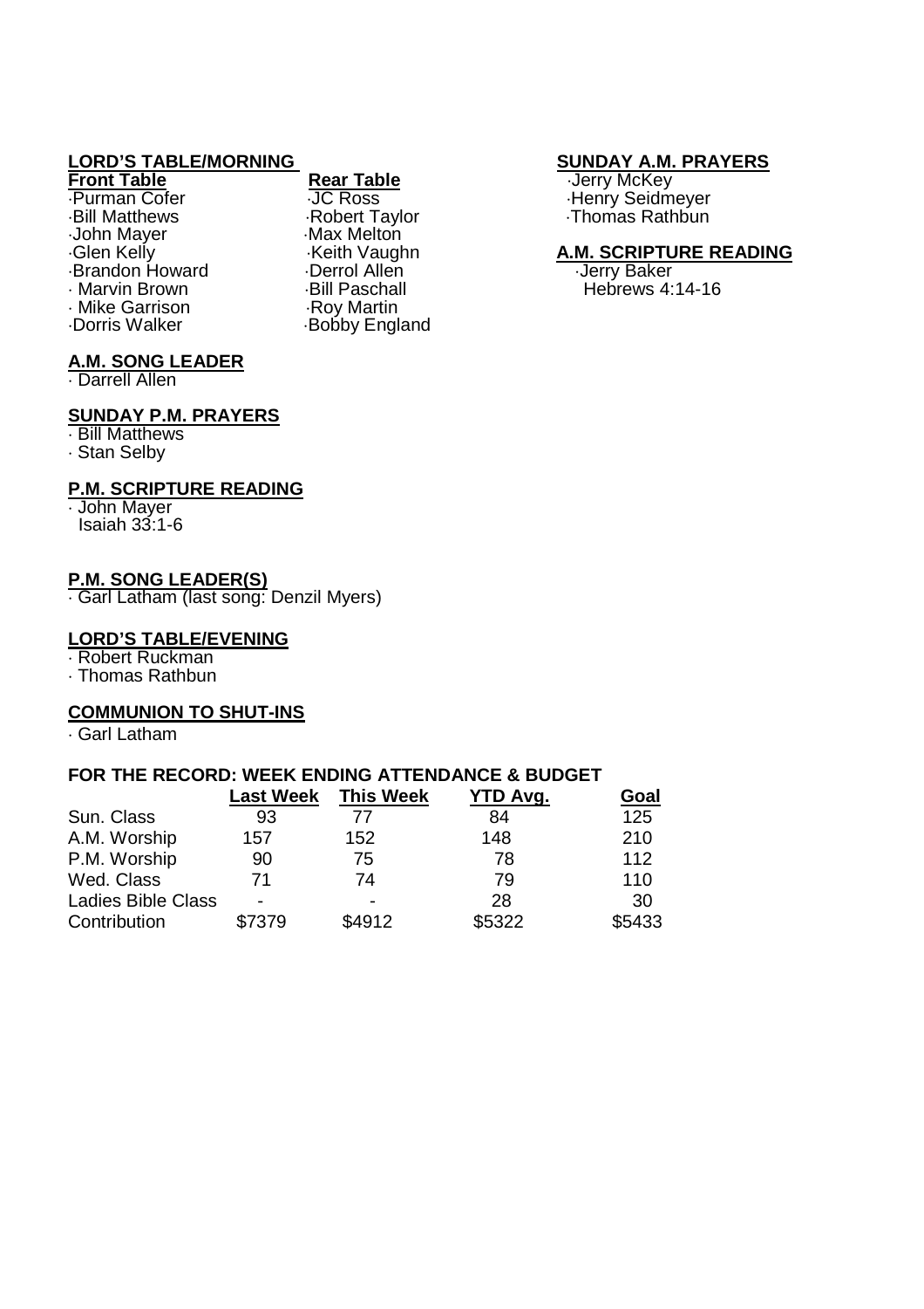## LORD'S TABLE/MORNING

**Front Table**

- Purman Cofer
- Bill Matthews
- John Mayer
- Glen Kelly
- Brandon Howard
- Marvin Brown
- Mike Garrison
- Dorris Walker

**Rear Table**

- JC Ross
- Robert Taylor
- Max Melton
- Keith Vaughn
- Derrol Allen
- Bill Paschall
- Roy Martin
- Bobby England

## SUNDAY A.M. PRAYERS

- Jerry McKey
- Henry Seidmeyer
- Thomas Rathbun

## A.M. SCRIPTURE READING

- Jerry Baker
  Hebrews 4:14-16

## A.M. SONG LEADER

- Darrell Allen

## SUNDAY P.M. PRAYERS

- Bill Matthews
- Stan Selby

## P.M. SCRIPTURE READING

- John Mayer
  Isaiah 33:1-6

## P.M. SONG LEADER(S)

- Garl Latham (last song: Denzil Myers)

## LORD'S TABLE/EVENING

- Robert Ruckman
- Thomas Rathbun

## COMMUNION TO SHUT-INS

- Garl Latham

## FOR THE RECORD: WEEK ENDING ATTENDANCE & BUDGET

| | Last Week | This Week | YTD Avg. | Goal |
|---|---|---|---|---|
| Sun. Class | 93 | 77 | 84 | 125 |
| A.M. Worship | 157 | 152 | 148 | 210 |
| P.M. Worship | 90 | 75 | 78 | 112 |
| Wed. Class | 71 | 74 | 79 | 110 |
| Ladies Bible Class | - | - | 28 | 30 |
| Contribution | $7379 | $4912 | $5322 | $5433 |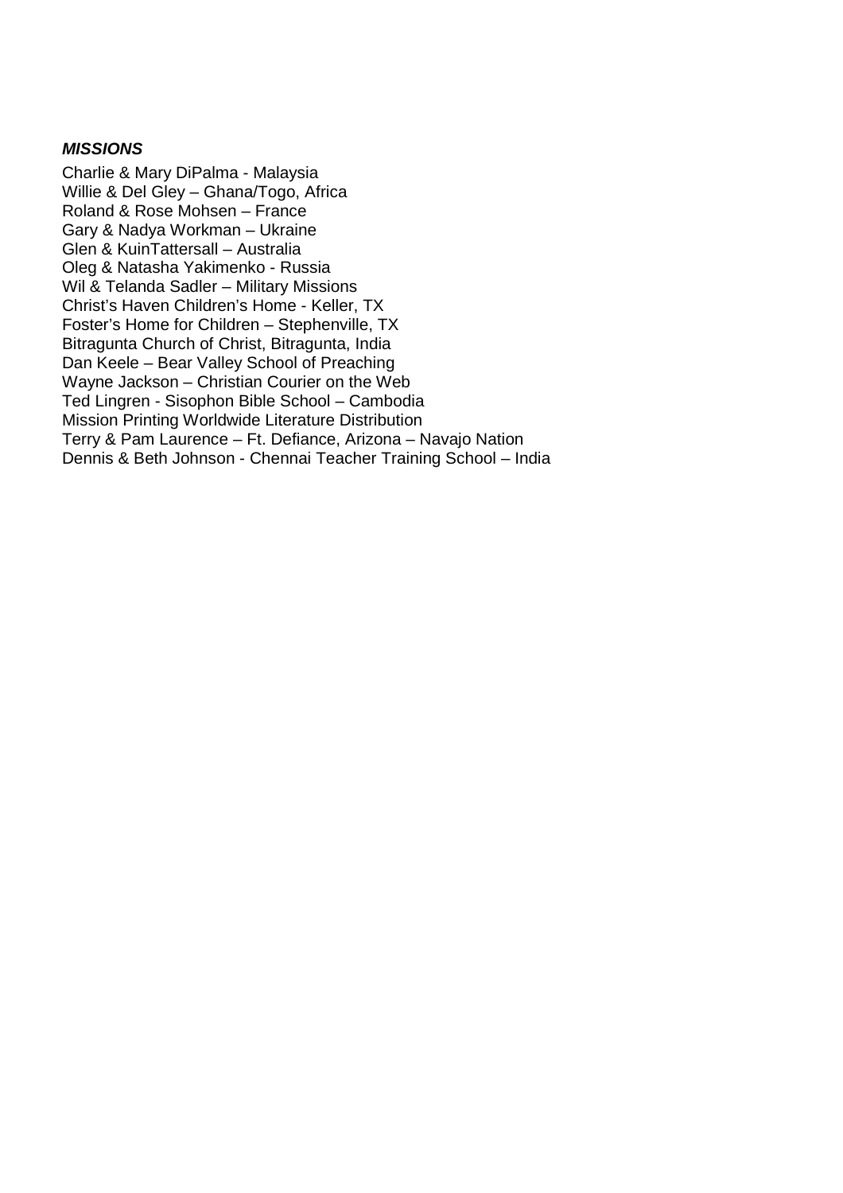***MISSIONS***

Charlie & Mary DiPalma - Malaysia
Willie & Del Gley – Ghana/Togo, Africa
Roland & Rose Mohsen – France
Gary & Nadya Workman – Ukraine
Glen & KuinTattersall – Australia
Oleg & Natasha Yakimenko - Russia
Wil & Telanda Sadler – Military Missions
Christ's Haven Children's Home - Keller, TX
Foster's Home for Children – Stephenville, TX
Bitragunta Church of Christ, Bitragunta, India
Dan Keele – Bear Valley School of Preaching
Wayne Jackson – Christian Courier on the Web
Ted Lingren - Sisophon Bible School – Cambodia
Mission Printing Worldwide Literature Distribution
Terry & Pam Laurence – Ft. Defiance, Arizona – Navajo Nation
Dennis & Beth Johnson - Chennai Teacher Training School – India